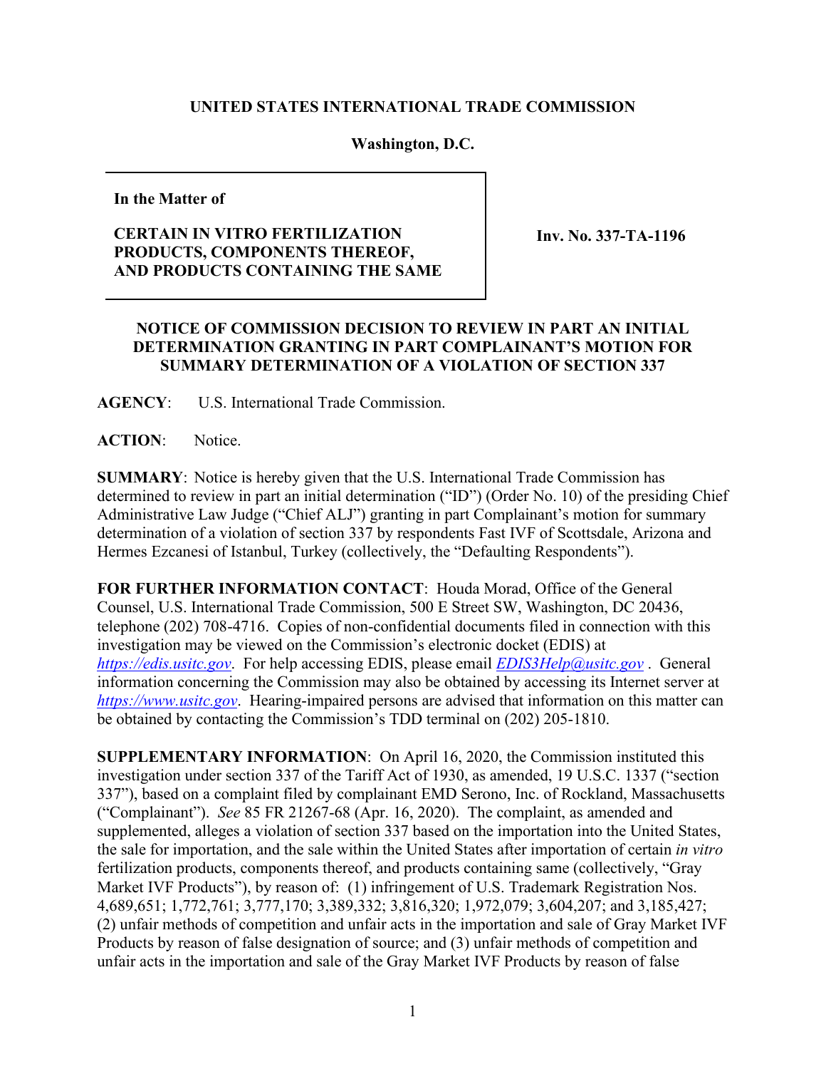**UNITED STATES INTERNATIONAL TRADE COMMISSION**

**Washington, D.C.**

| **In the Matter of**<br><br>**CERTAIN IN VITRO FERTILIZATION PRODUCTS, COMPONENTS THEREOF, AND PRODUCTS CONTAINING THE SAME** | **Inv. No. 337-TA-1196** |
|---|---|

**NOTICE OF COMMISSION DECISION TO REVIEW IN PART AN INITIAL DETERMINATION GRANTING IN PART COMPLAINANT'S MOTION FOR SUMMARY DETERMINATION OF A VIOLATION OF SECTION 337**

**AGENCY**: U.S. International Trade Commission.

**ACTION**: Notice.

**SUMMARY**: Notice is hereby given that the U.S. International Trade Commission has determined to review in part an initial determination ("ID") (Order No. 10) of the presiding Chief Administrative Law Judge ("Chief ALJ") granting in part Complainant's motion for summary determination of a violation of section 337 by respondents Fast IVF of Scottsdale, Arizona and Hermes Ezcanesi of Istanbul, Turkey (collectively, the "Defaulting Respondents").

**FOR FURTHER INFORMATION CONTACT**: Houda Morad, Office of the General Counsel, U.S. International Trade Commission, 500 E Street SW, Washington, DC 20436, telephone (202) 708-4716. Copies of non-confidential documents filed in connection with this investigation may be viewed on the Commission's electronic docket (EDIS) at *https://edis.usitc.gov*. For help accessing EDIS, please email *EDIS3Help@usitc.gov* . General information concerning the Commission may also be obtained by accessing its Internet server at *https://www.usitc.gov*. Hearing-impaired persons are advised that information on this matter can be obtained by contacting the Commission's TDD terminal on (202) 205-1810.

**SUPPLEMENTARY INFORMATION**: On April 16, 2020, the Commission instituted this investigation under section 337 of the Tariff Act of 1930, as amended, 19 U.S.C. 1337 ("section 337"), based on a complaint filed by complainant EMD Serono, Inc. of Rockland, Massachusetts ("Complainant"). *See* 85 FR 21267-68 (Apr. 16, 2020). The complaint, as amended and supplemented, alleges a violation of section 337 based on the importation into the United States, the sale for importation, and the sale within the United States after importation of certain *in vitro* fertilization products, components thereof, and products containing same (collectively, "Gray Market IVF Products"), by reason of: (1) infringement of U.S. Trademark Registration Nos. 4,689,651; 1,772,761; 3,777,170; 3,389,332; 3,816,320; 1,972,079; 3,604,207; and 3,185,427; (2) unfair methods of competition and unfair acts in the importation and sale of Gray Market IVF Products by reason of false designation of source; and (3) unfair methods of competition and unfair acts in the importation and sale of the Gray Market IVF Products by reason of false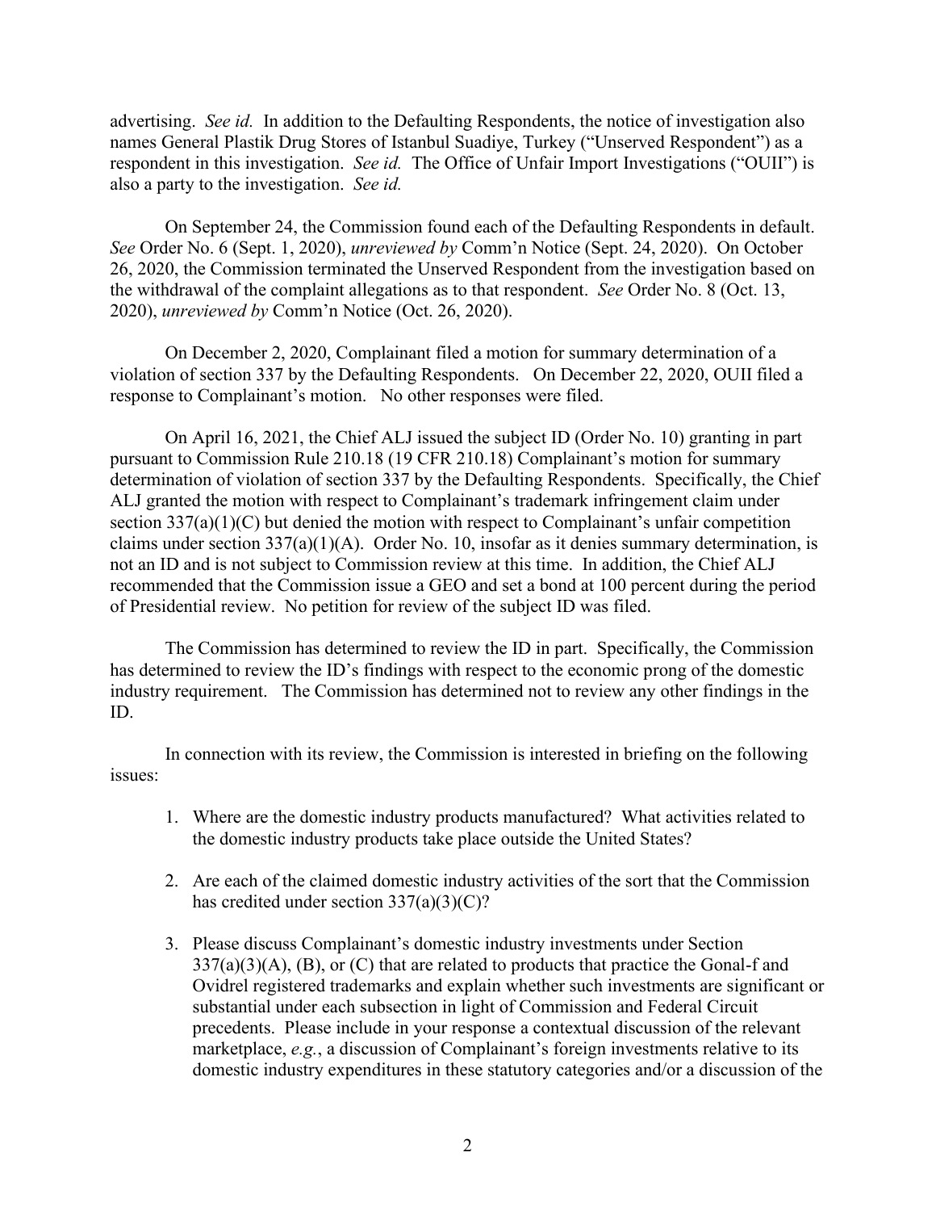advertising. *See id.* In addition to the Defaulting Respondents, the notice of investigation also names General Plastik Drug Stores of Istanbul Suadiye, Turkey ("Unserved Respondent") as a respondent in this investigation. *See id.* The Office of Unfair Import Investigations ("OUII") is also a party to the investigation. *See id.*

On September 24, the Commission found each of the Defaulting Respondents in default. *See* Order No. 6 (Sept. 1, 2020), *unreviewed by* Comm'n Notice (Sept. 24, 2020). On October 26, 2020, the Commission terminated the Unserved Respondent from the investigation based on the withdrawal of the complaint allegations as to that respondent. *See* Order No. 8 (Oct. 13, 2020), *unreviewed by* Comm'n Notice (Oct. 26, 2020).

On December 2, 2020, Complainant filed a motion for summary determination of a violation of section 337 by the Defaulting Respondents. On December 22, 2020, OUII filed a response to Complainant's motion. No other responses were filed.

On April 16, 2021, the Chief ALJ issued the subject ID (Order No. 10) granting in part pursuant to Commission Rule 210.18 (19 CFR 210.18) Complainant's motion for summary determination of violation of section 337 by the Defaulting Respondents. Specifically, the Chief ALJ granted the motion with respect to Complainant's trademark infringement claim under section 337(a)(1)(C) but denied the motion with respect to Complainant's unfair competition claims under section 337(a)(1)(A). Order No. 10, insofar as it denies summary determination, is not an ID and is not subject to Commission review at this time. In addition, the Chief ALJ recommended that the Commission issue a GEO and set a bond at 100 percent during the period of Presidential review. No petition for review of the subject ID was filed.

The Commission has determined to review the ID in part. Specifically, the Commission has determined to review the ID's findings with respect to the economic prong of the domestic industry requirement. The Commission has determined not to review any other findings in the ID.

In connection with its review, the Commission is interested in briefing on the following issues:

1. Where are the domestic industry products manufactured? What activities related to the domestic industry products take place outside the United States?

2. Are each of the claimed domestic industry activities of the sort that the Commission has credited under section 337(a)(3)(C)?

3. Please discuss Complainant's domestic industry investments under Section 337(a)(3)(A), (B), or (C) that are related to products that practice the Gonal-f and Ovidrel registered trademarks and explain whether such investments are significant or substantial under each subsection in light of Commission and Federal Circuit precedents. Please include in your response a contextual discussion of the relevant marketplace, *e.g.*, a discussion of Complainant's foreign investments relative to its domestic industry expenditures in these statutory categories and/or a discussion of the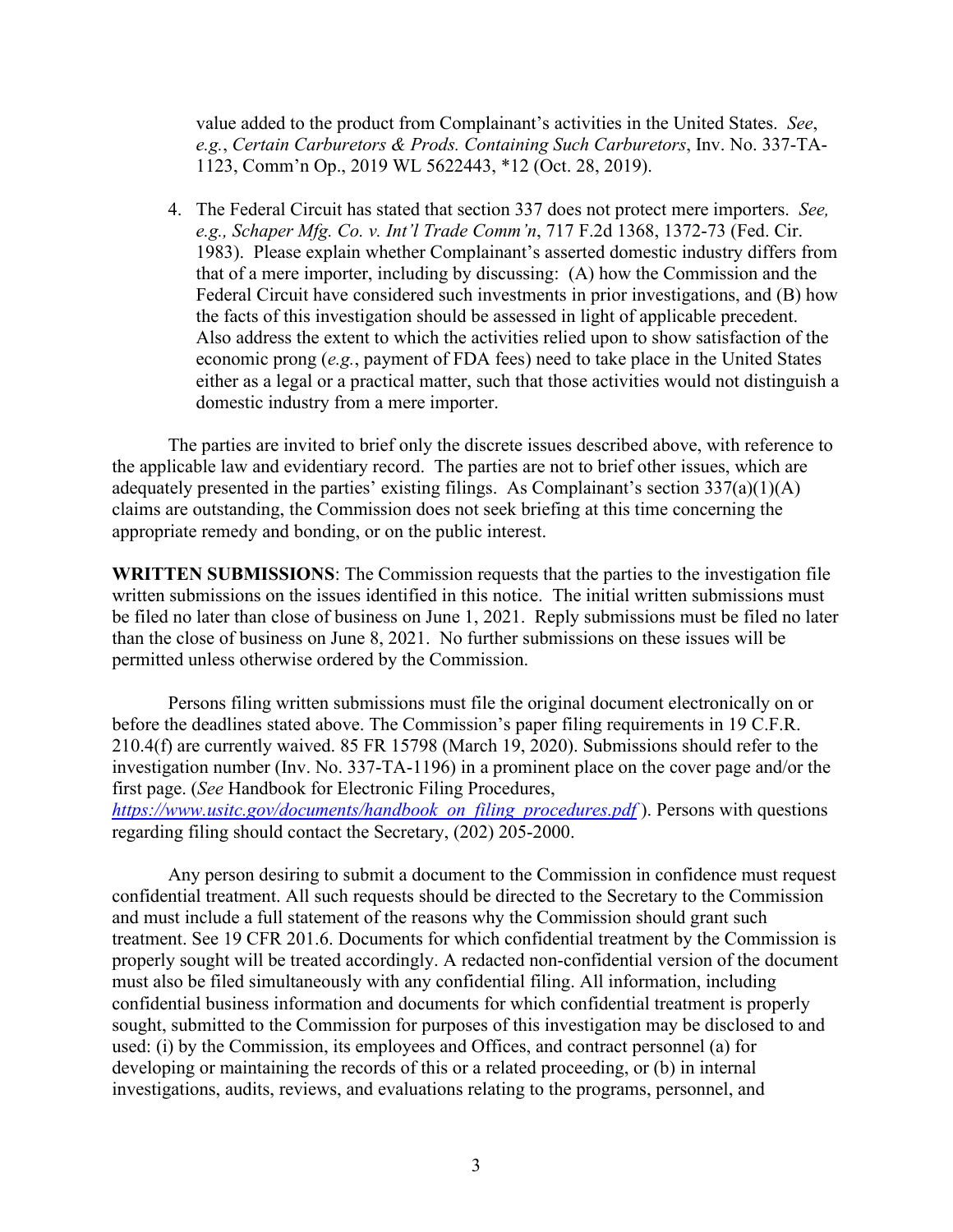value added to the product from Complainant's activities in the United States. *See*, *e.g.*, *Certain Carburetors & Prods. Containing Such Carburetors*, Inv. No. 337-TA-1123, Comm'n Op., 2019 WL 5622443, *12 (Oct. 28, 2019).

4. The Federal Circuit has stated that section 337 does not protect mere importers. *See, e.g., Schaper Mfg. Co. v. Int'l Trade Comm'n*, 717 F.2d 1368, 1372-73 (Fed. Cir. 1983). Please explain whether Complainant's asserted domestic industry differs from that of a mere importer, including by discussing: (A) how the Commission and the Federal Circuit have considered such investments in prior investigations, and (B) how the facts of this investigation should be assessed in light of applicable precedent. Also address the extent to which the activities relied upon to show satisfaction of the economic prong (*e.g.*, payment of FDA fees) need to take place in the United States either as a legal or a practical matter, such that those activities would not distinguish a domestic industry from a mere importer.

The parties are invited to brief only the discrete issues described above, with reference to the applicable law and evidentiary record. The parties are not to brief other issues, which are adequately presented in the parties' existing filings. As Complainant's section 337(a)(1)(A) claims are outstanding, the Commission does not seek briefing at this time concerning the appropriate remedy and bonding, or on the public interest.

**WRITTEN SUBMISSIONS**: The Commission requests that the parties to the investigation file written submissions on the issues identified in this notice. The initial written submissions must be filed no later than close of business on June 1, 2021. Reply submissions must be filed no later than the close of business on June 8, 2021. No further submissions on these issues will be permitted unless otherwise ordered by the Commission.

Persons filing written submissions must file the original document electronically on or before the deadlines stated above. The Commission's paper filing requirements in 19 C.F.R. 210.4(f) are currently waived. 85 FR 15798 (March 19, 2020). Submissions should refer to the investigation number (Inv. No. 337-TA-1196) in a prominent place on the cover page and/or the first page. (*See* Handbook for Electronic Filing Procedures, [https://www.usitc.gov/documents/handbook_on_filing_procedures.pdf](https://www.usitc.gov/documents/handbook_on_filing_procedures.pdf) ). Persons with questions regarding filing should contact the Secretary, (202) 205-2000.

Any person desiring to submit a document to the Commission in confidence must request confidential treatment. All such requests should be directed to the Secretary to the Commission and must include a full statement of the reasons why the Commission should grant such treatment. See 19 CFR 201.6. Documents for which confidential treatment by the Commission is properly sought will be treated accordingly. A redacted non-confidential version of the document must also be filed simultaneously with any confidential filing. All information, including confidential business information and documents for which confidential treatment is properly sought, submitted to the Commission for purposes of this investigation may be disclosed to and used: (i) by the Commission, its employees and Offices, and contract personnel (a) for developing or maintaining the records of this or a related proceeding, or (b) in internal investigations, audits, reviews, and evaluations relating to the programs, personnel, and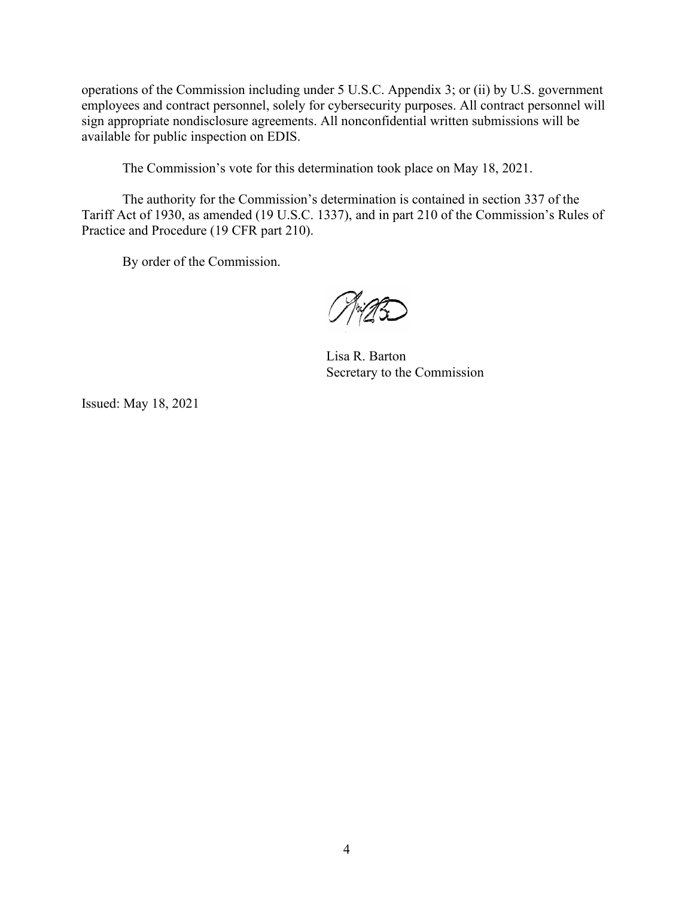operations of the Commission including under 5 U.S.C. Appendix 3; or (ii) by U.S. government employees and contract personnel, solely for cybersecurity purposes. All contract personnel will sign appropriate nondisclosure agreements. All nonconfidential written submissions will be available for public inspection on EDIS.

The Commission's vote for this determination took place on May 18, 2021.

The authority for the Commission's determination is contained in section 337 of the Tariff Act of 1930, as amended (19 U.S.C. 1337), and in part 210 of the Commission's Rules of Practice and Procedure (19 CFR part 210).

By order of the Commission.

Lisa R. Barton
Secretary to the Commission

Issued: May 18, 2021